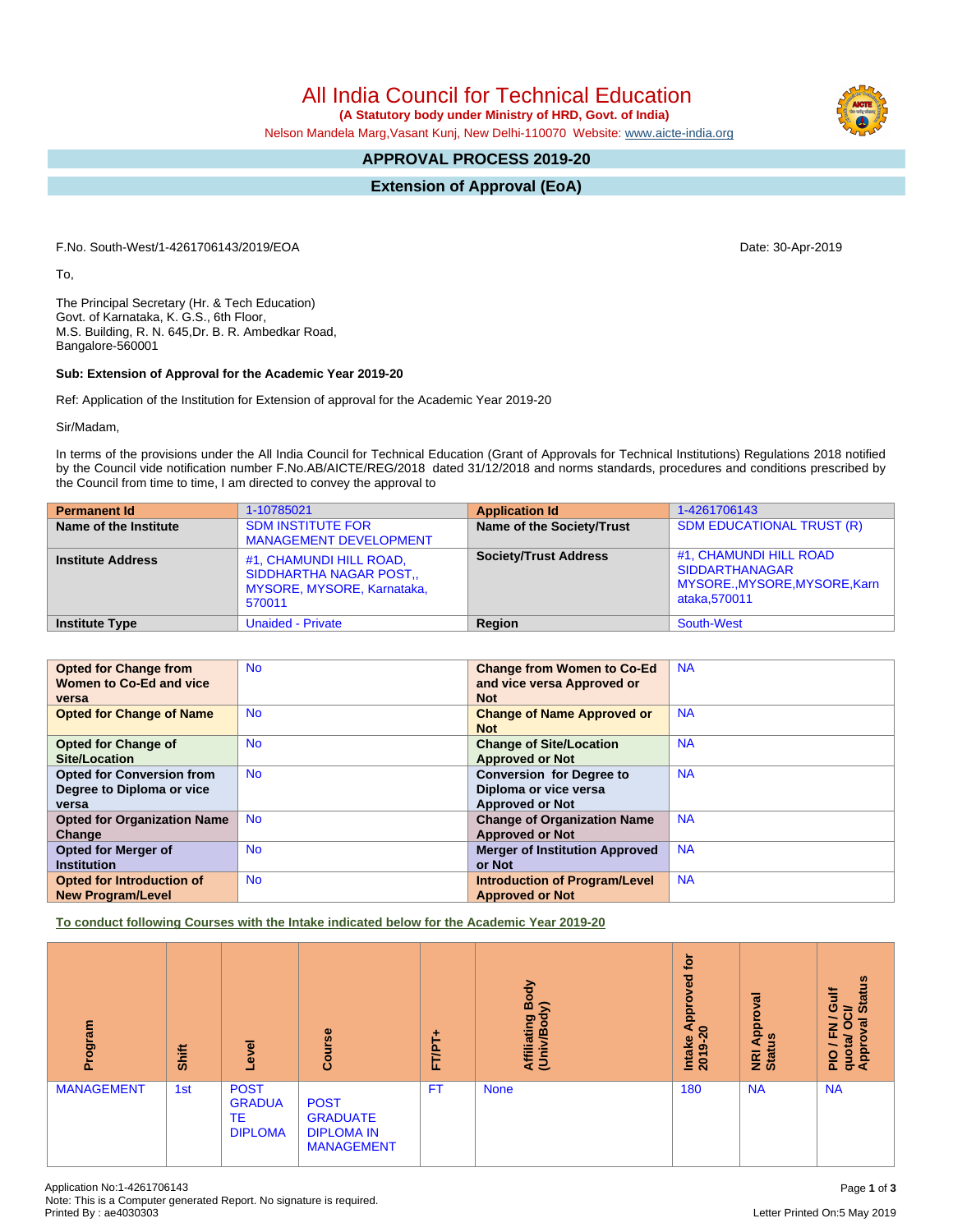# All India Council for Technical Education

**(A Statutory body under Ministry of HRD, Govt. of India)**

Nelson Mandela Marg,Vasant Kunj, New Delhi-110070 Website: www.aicte-india.org

## APPROVAL PROCESS 2019-20

## Extension of Approval (EoA)

F.No. South-West/1-4261706143/2019/EOA

Date: 30-Apr-2019

To,

The Principal Secretary (Hr. & Tech Education)
Govt. of Karnataka, K. G.S., 6th Floor,
M.S. Building, R. N. 645,Dr. B. R. Ambedkar Road,
Bangalore-560001

**Sub: Extension of Approval for the Academic Year 2019-20**

Ref: Application of the Institution for Extension of approval for the Academic Year 2019-20

Sir/Madam,

In terms of the provisions under the All India Council for Technical Education (Grant of Approvals for Technical Institutions) Regulations 2018 notified by the Council vide notification number F.No.AB/AICTE/REG/2018 dated 31/12/2018 and norms standards, procedures and conditions prescribed by the Council from time to time, I am directed to convey the approval to

| | | | |
|---|---|---|---|
| **Permanent Id** | 1-10785021 | **Application Id** | 1-4261706143 |
| **Name of the Institute** | SDM INSTITUTE FOR MANAGEMENT DEVELOPMENT | **Name of the Society/Trust** | SDM EDUCATIONAL TRUST (R) |
| **Institute Address** | #1, CHAMUNDI HILL ROAD, SIDDHARTHA NAGAR POST,, MYSORE, MYSORE, Karnataka, 570011 | **Society/Trust Address** | #1, CHAMUNDI HILL ROAD SIDDARTHANAGAR MYSORE.,MYSORE,MYSORE,Karnataka,570011 |
| **Institute Type** | Unaided - Private | **Region** | South-West |

| | | | |
|---|---|---|---|
| **Opted for Change from Women to Co-Ed and vice versa** | No | **Change from Women to Co-Ed and vice versa Approved or Not** | NA |
| **Opted for Change of Name** | No | **Change of Name Approved or Not** | NA |
| **Opted for Change of Site/Location** | No | **Change of Site/Location Approved or Not** | NA |
| **Opted for Conversion from Degree to Diploma or vice versa** | No | **Conversion for Degree to Diploma or vice versa Approved or Not** | NA |
| **Opted for Organization Name Change** | No | **Change of Organization Name Approved or Not** | NA |
| **Opted for Merger of Institution** | No | **Merger of Institution Approved or Not** | NA |
| **Opted for Introduction of New Program/Level** | No | **Introduction of Program/Level Approved or Not** | NA |

**To conduct following Courses with the Intake indicated below for the Academic Year 2019-20**

| Program | Shift | Level | Course | FT/PT+ | Affiliating Body (Univ/Body) | Intake Approved for 2019-20 | NRI Approval Status | PIO / FN / Gulf quota/ OCI/ Approval Status |
|---|---|---|---|---|---|---|---|---|
| MANAGEMENT | 1st | POST GRADUATE DIPLOMA | POST GRADUATE DIPLOMA IN MANAGEMENT | FT | None | 180 | NA | NA |

Application No:1-4261706143
Note: This is a Computer generated Report. No signature is required.
Printed By : ae4030303

Letter Printed On:5 May 2019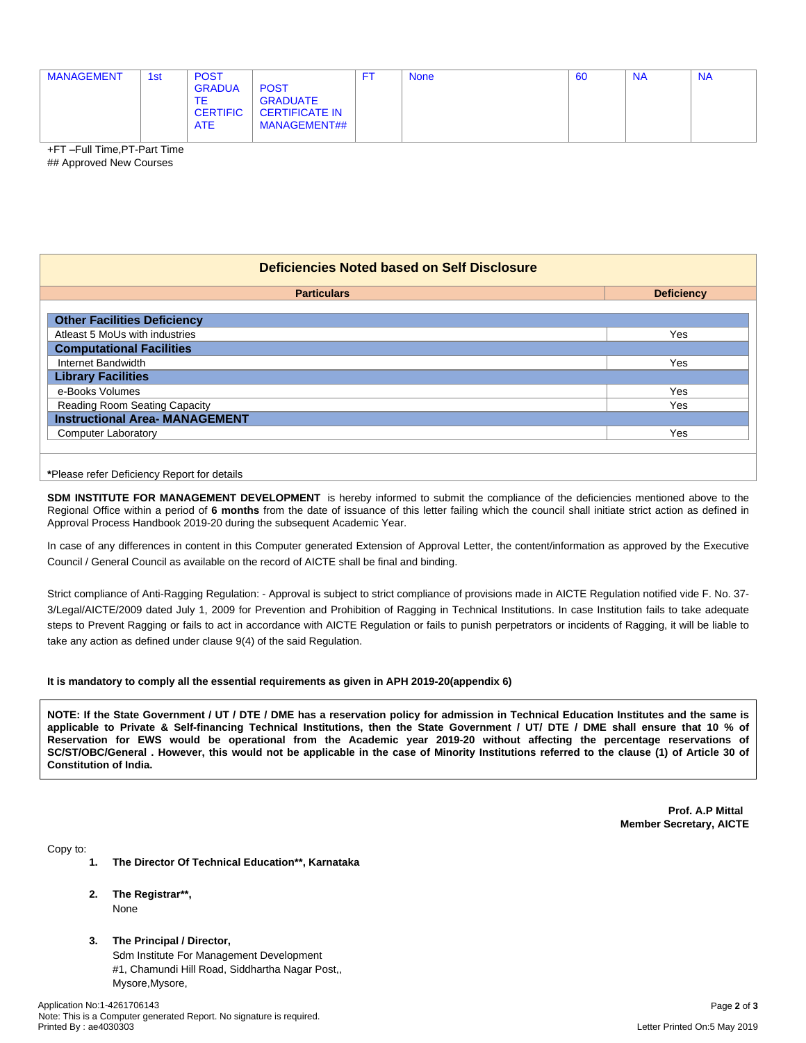| | | | | | | | | |
|---|---|---|---|---|---|---|---|---|
| MANAGEMENT | 1st | POST GRADUATE CERTIFICATE | POST GRADUATE CERTIFICATE IN MANAGEMENT## | FT | None | 60 | NA | NA |

+FT –Full Time,PT-Part Time
## Approved New Courses

## Deficiencies Noted based on Self Disclosure

| Particulars | Deficiency |
|---|---|
| **Other Facilities Deficiency** | |
| Atleast 5 MoUs with industries | Yes |
| **Computational Facilities** | |
| Internet Bandwidth | Yes |
| **Library Facilities** | |
| e-Books Volumes | Yes |
| Reading Room Seating Capacity | Yes |
| **Instructional Area- MANAGEMENT** | |
| Computer Laboratory | Yes |

***Please refer Deficiency Report for details**

**SDM INSTITUTE FOR MANAGEMENT DEVELOPMENT** is hereby informed to submit the compliance of the deficiencies mentioned above to the Regional Office within a period of **6 months** from the date of issuance of this letter failing which the council shall initiate strict action as defined in Approval Process Handbook 2019-20 during the subsequent Academic Year.

In case of any differences in content in this Computer generated Extension of Approval Letter, the content/information as approved by the Executive Council / General Council as available on the record of AICTE shall be final and binding.

Strict compliance of Anti-Ragging Regulation: - Approval is subject to strict compliance of provisions made in AICTE Regulation notified vide F. No. 37-3/Legal/AICTE/2009 dated July 1, 2009 for Prevention and Prohibition of Ragging in Technical Institutions. In case Institution fails to take adequate steps to Prevent Ragging or fails to act in accordance with AICTE Regulation or fails to punish perpetrators or incidents of Ragging, it will be liable to take any action as defined under clause 9(4) of the said Regulation.

**It is mandatory to comply all the essential requirements as given in APH 2019-20(appendix 6)**

**NOTE: If the State Government / UT / DTE / DME has a reservation policy for admission in Technical Education Institutes and the same is applicable to Private & Self-financing Technical Institutions, then the State Government / UT/ DTE / DME shall ensure that 10 % of Reservation for EWS would be operational from the Academic year 2019-20 without affecting the percentage reservations of SC/ST/OBC/General . However, this would not be applicable in the case of Minority Institutions referred to the clause (1) of Article 30 of Constitution of India.**

**Prof. A.P Mittal**
**Member Secretary, AICTE**

Copy to:

1. **The Director Of Technical Education**, Karnataka**

2. **The Registrar**,**
None

3. **The Principal / Director,**
Sdm Institute For Management Development
#1, Chamundi Hill Road, Siddhartha Nagar Post,,
Mysore,Mysore,

Application No:1-4261706143
Note: This is a Computer generated Report. No signature is required.
Printed By : ae4030303

Letter Printed On:5 May 2019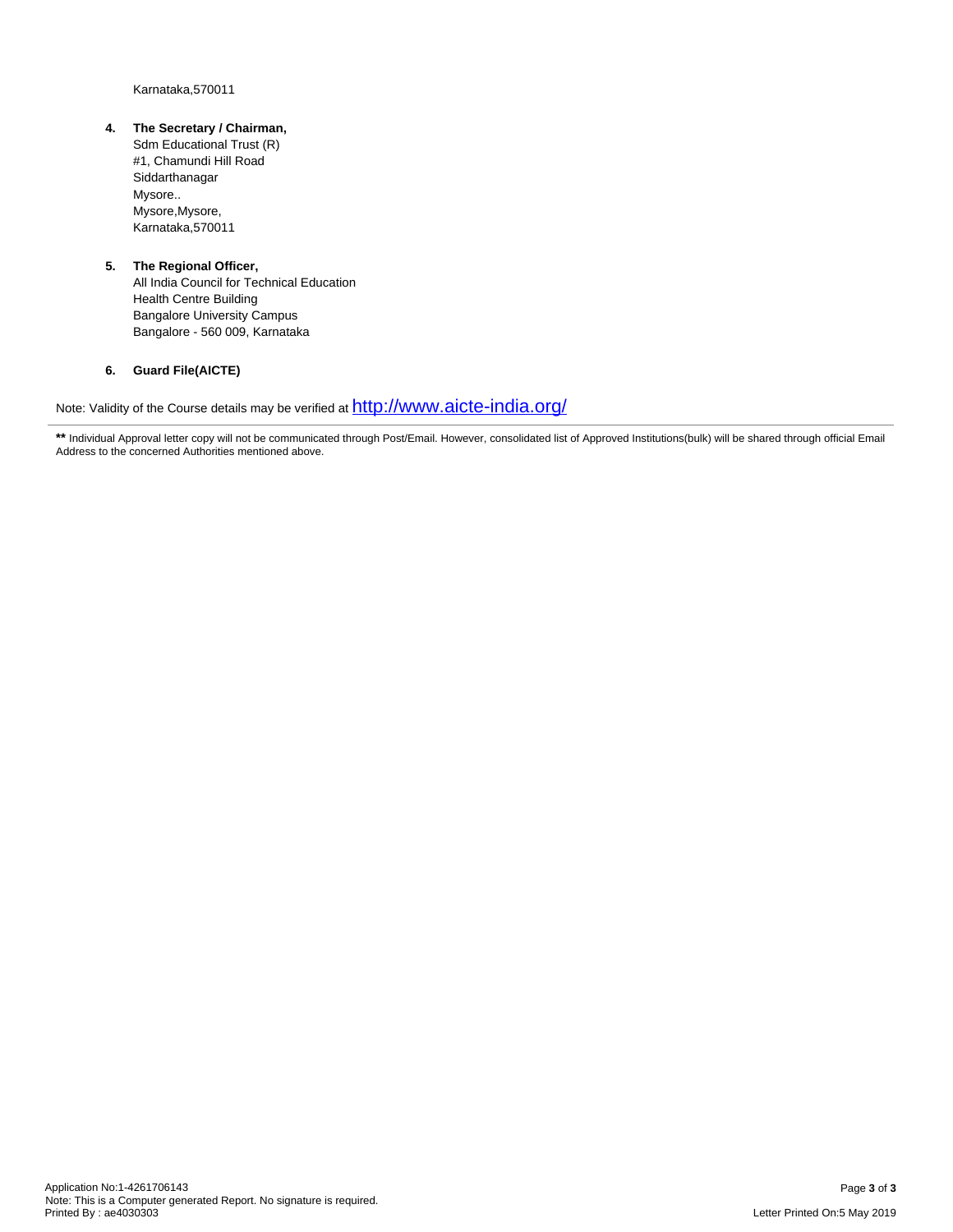Karnataka,570011

4. **The Secretary / Chairman,**
   Sdm Educational Trust (R)
   #1, Chamundi Hill Road
   Siddarthanagar
   Mysore..
   Mysore,Mysore,
   Karnataka,570011

5. **The Regional Officer,**
   All India Council for Technical Education
   Health Centre Building
   Bangalore University Campus
   Bangalore - 560 009, Karnataka

6. **Guard File(AICTE)**

Note: Validity of the Course details may be verified at http://www.aicte-india.org/

---

**\*\*** Individual Approval letter copy will not be communicated through Post/Email. However, consolidated list of Approved Institutions(bulk) will be shared through official Email Address to the concerned Authorities mentioned above.

Application No:1-4261706143
Note: This is a Computer generated Report. No signature is required.
Printed By : ae4030303

Letter Printed On:5 May 2019